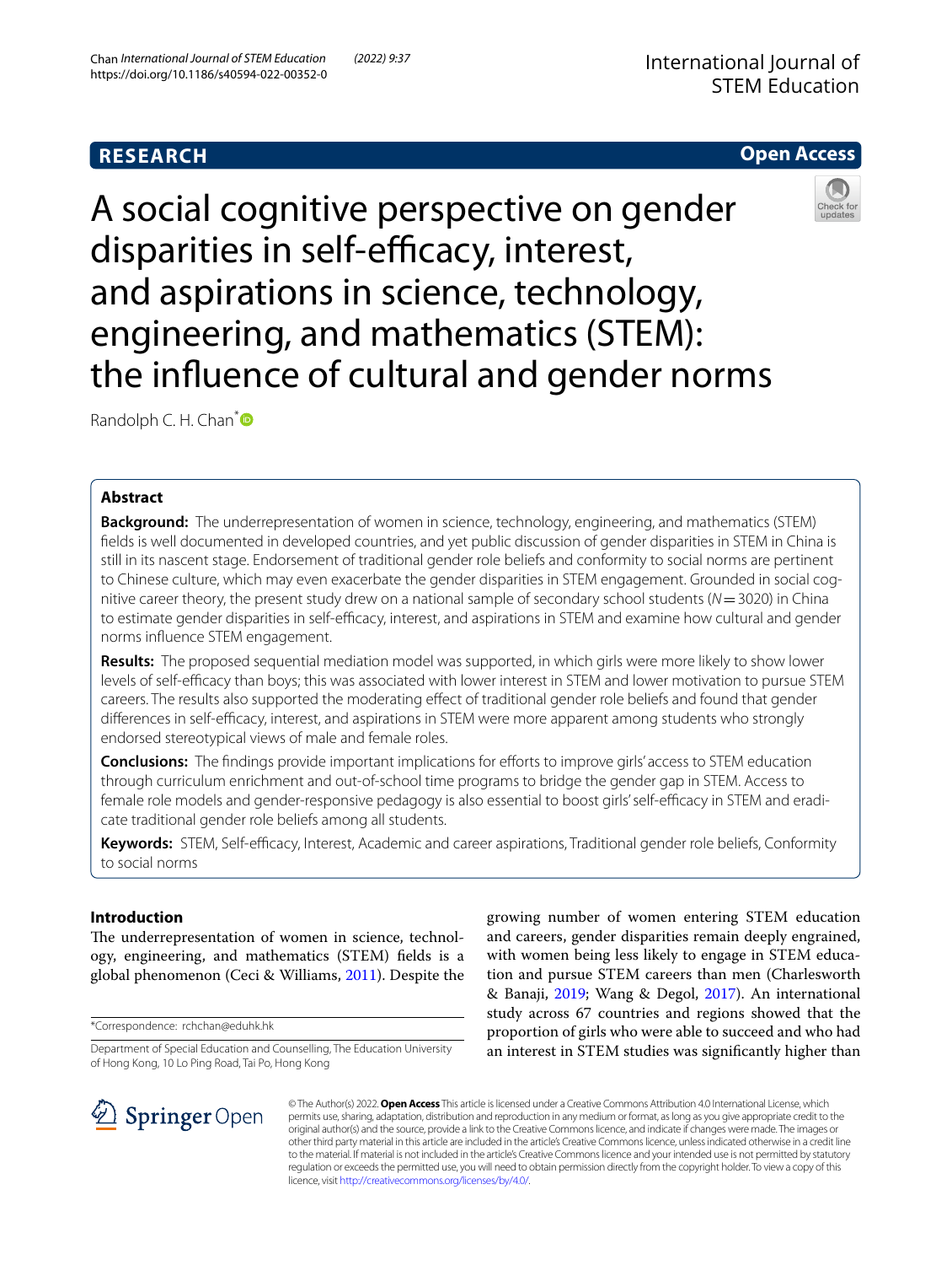**RESEARCH**

**Open Access**

# A social cognitive perspective on gender disparities in self-efficacy, interest, and aspirations in science, technology, engineering, and mathematics (STEM): the influence of cultural and gender norms

Randolph C. H. Chan*

## Abstract

**Background:** The underrepresentation of women in science, technology, engineering, and mathematics (STEM) fields is well documented in developed countries, and yet public discussion of gender disparities in STEM in China is still in its nascent stage. Endorsement of traditional gender role beliefs and conformity to social norms are pertinent to Chinese culture, which may even exacerbate the gender disparities in STEM engagement. Grounded in social cognitive career theory, the present study drew on a national sample of secondary school students ($N = 3020$) in China to estimate gender disparities in self-efficacy, interest, and aspirations in STEM and examine how cultural and gender norms influence STEM engagement.

**Results:** The proposed sequential mediation model was supported, in which girls were more likely to show lower levels of self-efficacy than boys; this was associated with lower interest in STEM and lower motivation to pursue STEM careers. The results also supported the moderating effect of traditional gender role beliefs and found that gender differences in self-efficacy, interest, and aspirations in STEM were more apparent among students who strongly endorsed stereotypical views of male and female roles.

**Conclusions:** The findings provide important implications for efforts to improve girls' access to STEM education through curriculum enrichment and out-of-school time programs to bridge the gender gap in STEM. Access to female role models and gender-responsive pedagogy is also essential to boost girls' self-efficacy in STEM and eradicate traditional gender role beliefs among all students.

**Keywords:** STEM, Self-efficacy, Interest, Academic and career aspirations, Traditional gender role beliefs, Conformity to social norms

## Introduction

The underrepresentation of women in science, technology, engineering, and mathematics (STEM) fields is a global phenomenon (Ceci & Williams, 2011). Despite the growing number of women entering STEM education and careers, gender disparities remain deeply engrained, with women being less likely to engage in STEM education and pursue STEM careers than men (Charlesworth & Banaji, 2019; Wang & Degol, 2017). An international study across 67 countries and regions showed that the proportion of girls who were able to succeed and who had an interest in STEM studies was significantly higher than

*Correspondence: rchchan@eduhk.hk

Department of Special Education and Counselling, The Education University of Hong Kong, 10 Lo Ping Road, Tai Po, Hong Kong

© The Author(s) 2022. **Open Access** This article is licensed under a Creative Commons Attribution 4.0 International License, which permits use, sharing, adaptation, distribution and reproduction in any medium or format, as long as you give appropriate credit to the original author(s) and the source, provide a link to the Creative Commons licence, and indicate if changes were made. The images or other third party material in this article are included in the article's Creative Commons licence, unless indicated otherwise in a credit line to the material. If material is not included in the article's Creative Commons licence and your intended use is not permitted by statutory regulation or exceeds the permitted use, you will need to obtain permission directly from the copyright holder. To view a copy of this licence, visit http://creativecommons.org/licenses/by/4.0/.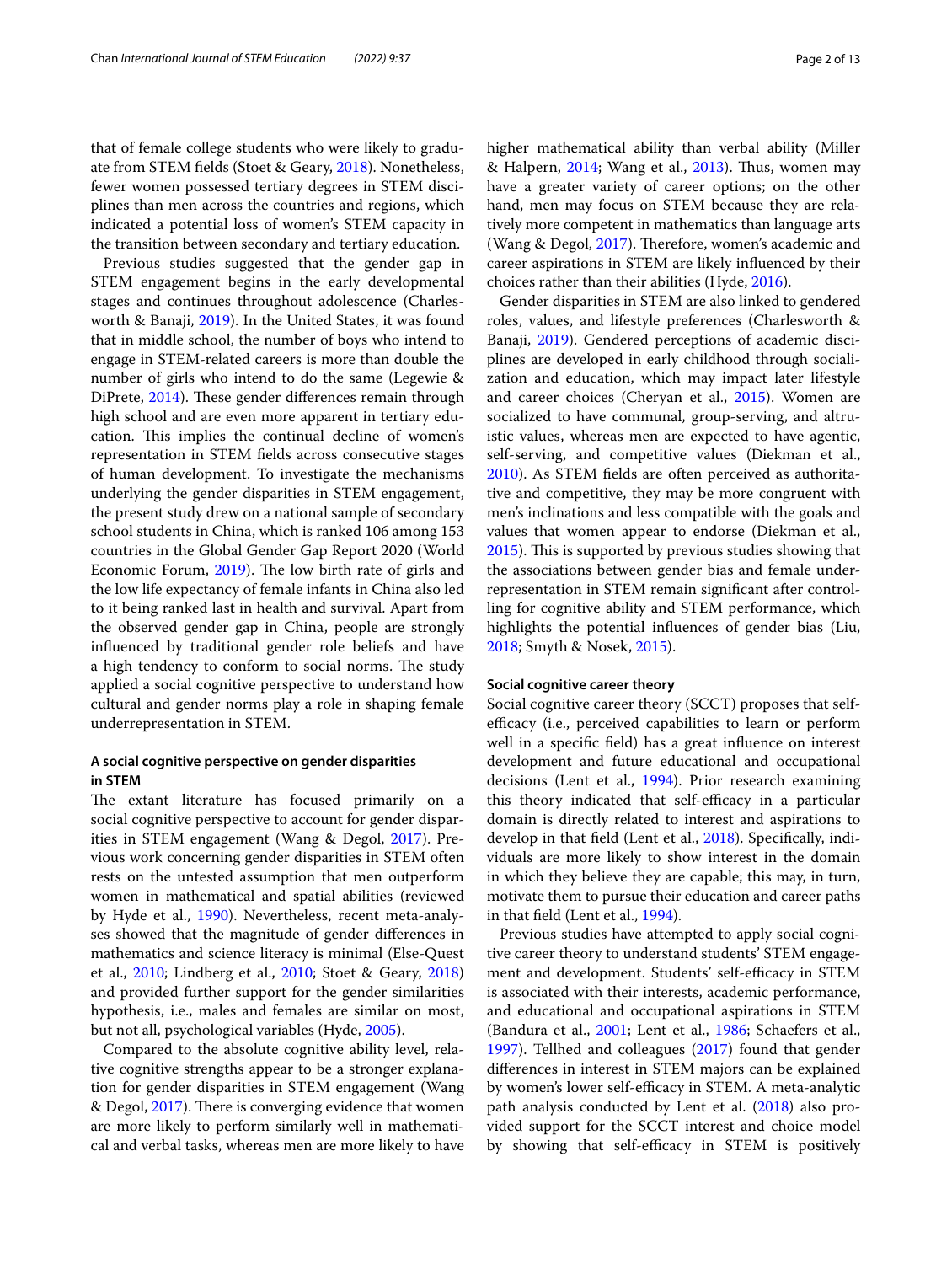that of female college students who were likely to graduate from STEM fields (Stoet & Geary, 2018). Nonetheless, fewer women possessed tertiary degrees in STEM disciplines than men across the countries and regions, which indicated a potential loss of women's STEM capacity in the transition between secondary and tertiary education.

Previous studies suggested that the gender gap in STEM engagement begins in the early developmental stages and continues throughout adolescence (Charlesworth & Banaji, 2019). In the United States, it was found that in middle school, the number of boys who intend to engage in STEM-related careers is more than double the number of girls who intend to do the same (Legewie & DiPrete, 2014). These gender differences remain through high school and are even more apparent in tertiary education. This implies the continual decline of women's representation in STEM fields across consecutive stages of human development. To investigate the mechanisms underlying the gender disparities in STEM engagement, the present study drew on a national sample of secondary school students in China, which is ranked 106 among 153 countries in the Global Gender Gap Report 2020 (World Economic Forum, 2019). The low birth rate of girls and the low life expectancy of female infants in China also led to it being ranked last in health and survival. Apart from the observed gender gap in China, people are strongly influenced by traditional gender role beliefs and have a high tendency to conform to social norms. The study applied a social cognitive perspective to understand how cultural and gender norms play a role in shaping female underrepresentation in STEM.

### A social cognitive perspective on gender disparities in STEM

The extant literature has focused primarily on a social cognitive perspective to account for gender disparities in STEM engagement (Wang & Degol, 2017). Previous work concerning gender disparities in STEM often rests on the untested assumption that men outperform women in mathematical and spatial abilities (reviewed by Hyde et al., 1990). Nevertheless, recent meta-analyses showed that the magnitude of gender differences in mathematics and science literacy is minimal (Else-Quest et al., 2010; Lindberg et al., 2010; Stoet & Geary, 2018) and provided further support for the gender similarities hypothesis, i.e., males and females are similar on most, but not all, psychological variables (Hyde, 2005).

Compared to the absolute cognitive ability level, relative cognitive strengths appear to be a stronger explanation for gender disparities in STEM engagement (Wang & Degol, 2017). There is converging evidence that women are more likely to perform similarly well in mathematical and verbal tasks, whereas men are more likely to have higher mathematical ability than verbal ability (Miller & Halpern, 2014; Wang et al., 2013). Thus, women may have a greater variety of career options; on the other hand, men may focus on STEM because they are relatively more competent in mathematics than language arts (Wang & Degol, 2017). Therefore, women's academic and career aspirations in STEM are likely influenced by their choices rather than their abilities (Hyde, 2016).

Gender disparities in STEM are also linked to gendered roles, values, and lifestyle preferences (Charlesworth & Banaji, 2019). Gendered perceptions of academic disciplines are developed in early childhood through socialization and education, which may impact later lifestyle and career choices (Cheryan et al., 2015). Women are socialized to have communal, group-serving, and altruistic values, whereas men are expected to have agentic, self-serving, and competitive values (Diekman et al., 2010). As STEM fields are often perceived as authoritative and competitive, they may be more congruent with men's inclinations and less compatible with the goals and values that women appear to endorse (Diekman et al., 2015). This is supported by previous studies showing that the associations between gender bias and female underrepresentation in STEM remain significant after controlling for cognitive ability and STEM performance, which highlights the potential influences of gender bias (Liu, 2018; Smyth & Nosek, 2015).

### Social cognitive career theory

Social cognitive career theory (SCCT) proposes that self-efficacy (i.e., perceived capabilities to learn or perform well in a specific field) has a great influence on interest development and future educational and occupational decisions (Lent et al., 1994). Prior research examining this theory indicated that self-efficacy in a particular domain is directly related to interest and aspirations to develop in that field (Lent et al., 2018). Specifically, individuals are more likely to show interest in the domain in which they believe they are capable; this may, in turn, motivate them to pursue their education and career paths in that field (Lent et al., 1994).

Previous studies have attempted to apply social cognitive career theory to understand students' STEM engagement and development. Students' self-efficacy in STEM is associated with their interests, academic performance, and educational and occupational aspirations in STEM (Bandura et al., 2001; Lent et al., 1986; Schaefers et al., 1997). Tellhed and colleagues (2017) found that gender differences in interest in STEM majors can be explained by women's lower self-efficacy in STEM. A meta-analytic path analysis conducted by Lent et al. (2018) also provided support for the SCCT interest and choice model by showing that self-efficacy in STEM is positively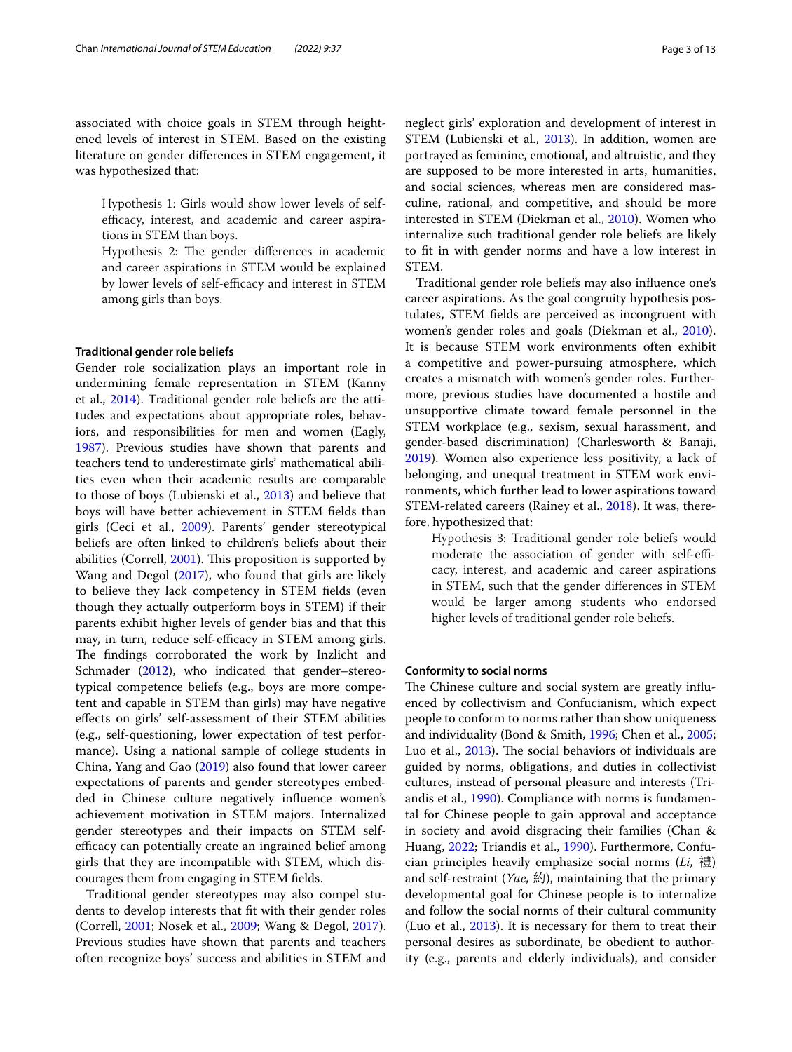associated with choice goals in STEM through heightened levels of interest in STEM. Based on the existing literature on gender differences in STEM engagement, it was hypothesized that:

> Hypothesis 1: Girls would show lower levels of self-efficacy, interest, and academic and career aspirations in STEM than boys.
>
> Hypothesis 2: The gender differences in academic and career aspirations in STEM would be explained by lower levels of self-efficacy and interest in STEM among girls than boys.

### Traditional gender role beliefs

Gender role socialization plays an important role in undermining female representation in STEM (Kanny et al., 2014). Traditional gender role beliefs are the attitudes and expectations about appropriate roles, behaviors, and responsibilities for men and women (Eagly, 1987). Previous studies have shown that parents and teachers tend to underestimate girls' mathematical abilities even when their academic results are comparable to those of boys (Lubienski et al., 2013) and believe that boys will have better achievement in STEM fields than girls (Ceci et al., 2009). Parents' gender stereotypical beliefs are often linked to children's beliefs about their abilities (Correll, 2001). This proposition is supported by Wang and Degol (2017), who found that girls are likely to believe they lack competency in STEM fields (even though they actually outperform boys in STEM) if their parents exhibit higher levels of gender bias and that this may, in turn, reduce self-efficacy in STEM among girls. The findings corroborated the work by Inzlicht and Schmader (2012), who indicated that gender–stereotypical competence beliefs (e.g., boys are more competent and capable in STEM than girls) may have negative effects on girls' self-assessment of their STEM abilities (e.g., self-questioning, lower expectation of test performance). Using a national sample of college students in China, Yang and Gao (2019) also found that lower career expectations of parents and gender stereotypes embedded in Chinese culture negatively influence women's achievement motivation in STEM majors. Internalized gender stereotypes and their impacts on STEM self-efficacy can potentially create an ingrained belief among girls that they are incompatible with STEM, which discourages them from engaging in STEM fields.

Traditional gender stereotypes may also compel students to develop interests that fit with their gender roles (Correll, 2001; Nosek et al., 2009; Wang & Degol, 2017). Previous studies have shown that parents and teachers often recognize boys' success and abilities in STEM and neglect girls' exploration and development of interest in STEM (Lubienski et al., 2013). In addition, women are portrayed as feminine, emotional, and altruistic, and they are supposed to be more interested in arts, humanities, and social sciences, whereas men are considered masculine, rational, and competitive, and should be more interested in STEM (Diekman et al., 2010). Women who internalize such traditional gender role beliefs are likely to fit in with gender norms and have a low interest in STEM.

Traditional gender role beliefs may also influence one's career aspirations. As the goal congruity hypothesis postulates, STEM fields are perceived as incongruent with women's gender roles and goals (Diekman et al., 2010). It is because STEM work environments often exhibit a competitive and power-pursuing atmosphere, which creates a mismatch with women's gender roles. Furthermore, previous studies have documented a hostile and unsupportive climate toward female personnel in the STEM workplace (e.g., sexism, sexual harassment, and gender-based discrimination) (Charlesworth & Banaji, 2019). Women also experience less positivity, a lack of belonging, and unequal treatment in STEM work environments, which further lead to lower aspirations toward STEM-related careers (Rainey et al., 2018). It was, therefore, hypothesized that:

> Hypothesis 3: Traditional gender role beliefs would moderate the association of gender with self-efficacy, interest, and academic and career aspirations in STEM, such that the gender differences in STEM would be larger among students who endorsed higher levels of traditional gender role beliefs.

### Conformity to social norms

The Chinese culture and social system are greatly influenced by collectivism and Confucianism, which expect people to conform to norms rather than show uniqueness and individuality (Bond & Smith, 1996; Chen et al., 2005; Luo et al., 2013). The social behaviors of individuals are guided by norms, obligations, and duties in collectivist cultures, instead of personal pleasure and interests (Triandis et al., 1990). Compliance with norms is fundamental for Chinese people to gain approval and acceptance in society and avoid disgracing their families (Chan & Huang, 2022; Triandis et al., 1990). Furthermore, Confucian principles heavily emphasize social norms (*Li,* 禮) and self-restraint (*Yue,* 約), maintaining that the primary developmental goal for Chinese people is to internalize and follow the social norms of their cultural community (Luo et al., 2013). It is necessary for them to treat their personal desires as subordinate, be obedient to authority (e.g., parents and elderly individuals), and consider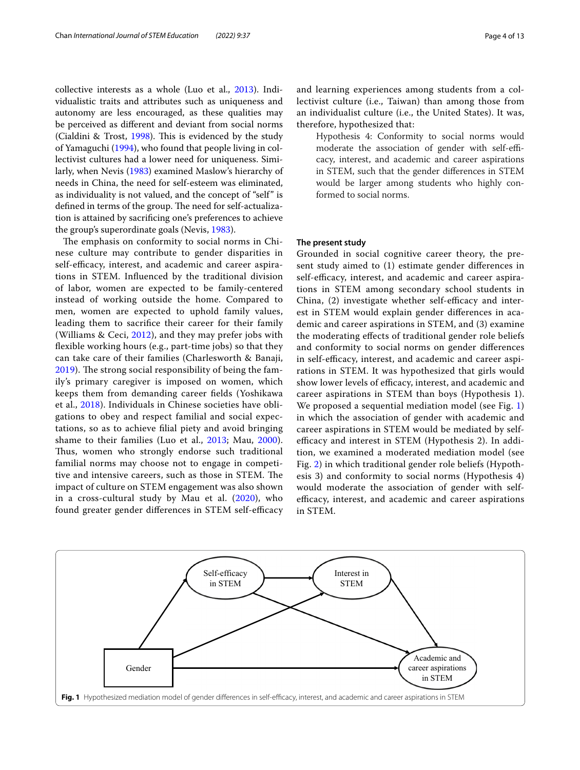collective interests as a whole (Luo et al., 2013). Individualistic traits and attributes such as uniqueness and autonomy are less encouraged, as these qualities may be perceived as different and deviant from social norms (Cialdini & Trost, 1998). This is evidenced by the study of Yamaguchi (1994), who found that people living in collectivist cultures had a lower need for uniqueness. Similarly, when Nevis (1983) examined Maslow's hierarchy of needs in China, the need for self-esteem was eliminated, as individuality is not valued, and the concept of "self" is defined in terms of the group. The need for self-actualization is attained by sacrificing one's preferences to achieve the group's superordinate goals (Nevis, 1983).

The emphasis on conformity to social norms in Chinese culture may contribute to gender disparities in self-efficacy, interest, and academic and career aspirations in STEM. Influenced by the traditional division of labor, women are expected to be family-centered instead of working outside the home. Compared to men, women are expected to uphold family values, leading them to sacrifice their career for their family (Williams & Ceci, 2012), and they may prefer jobs with flexible working hours (e.g., part-time jobs) so that they can take care of their families (Charlesworth & Banaji, 2019). The strong social responsibility of being the family's primary caregiver is imposed on women, which keeps them from demanding career fields (Yoshikawa et al., 2018). Individuals in Chinese societies have obligations to obey and respect familial and social expectations, so as to achieve filial piety and avoid bringing shame to their families (Luo et al., 2013; Mau, 2000). Thus, women who strongly endorse such traditional familial norms may choose not to engage in competitive and intensive careers, such as those in STEM. The impact of culture on STEM engagement was also shown in a cross-cultural study by Mau et al. (2020), who found greater gender differences in STEM self-efficacy and learning experiences among students from a collectivist culture (i.e., Taiwan) than among those from an individualist culture (i.e., the United States). It was, therefore, hypothesized that:

> Hypothesis 4: Conformity to social norms would moderate the association of gender with self-efficacy, interest, and academic and career aspirations in STEM, such that the gender differences in STEM would be larger among students who highly conformed to social norms.

### The present study

Grounded in social cognitive career theory, the present study aimed to (1) estimate gender differences in self-efficacy, interest, and academic and career aspirations in STEM among secondary school students in China, (2) investigate whether self-efficacy and interest in STEM would explain gender differences in academic and career aspirations in STEM, and (3) examine the moderating effects of traditional gender role beliefs and conformity to social norms on gender differences in self-efficacy, interest, and academic and career aspirations in STEM. It was hypothesized that girls would show lower levels of efficacy, interest, and academic and career aspirations in STEM than boys (Hypothesis 1). We proposed a sequential mediation model (see Fig. 1) in which the association of gender with academic and career aspirations in STEM would be mediated by self-efficacy and interest in STEM (Hypothesis 2). In addition, we examined a moderated mediation model (see Fig. 2) in which traditional gender role beliefs (Hypothesis 3) and conformity to social norms (Hypothesis 4) would moderate the association of gender with self-efficacy, interest, and academic and career aspirations in STEM.

**Fig. 1** Hypothesized mediation model of gender differences in self-efficacy, interest, and academic and career aspirations in STEM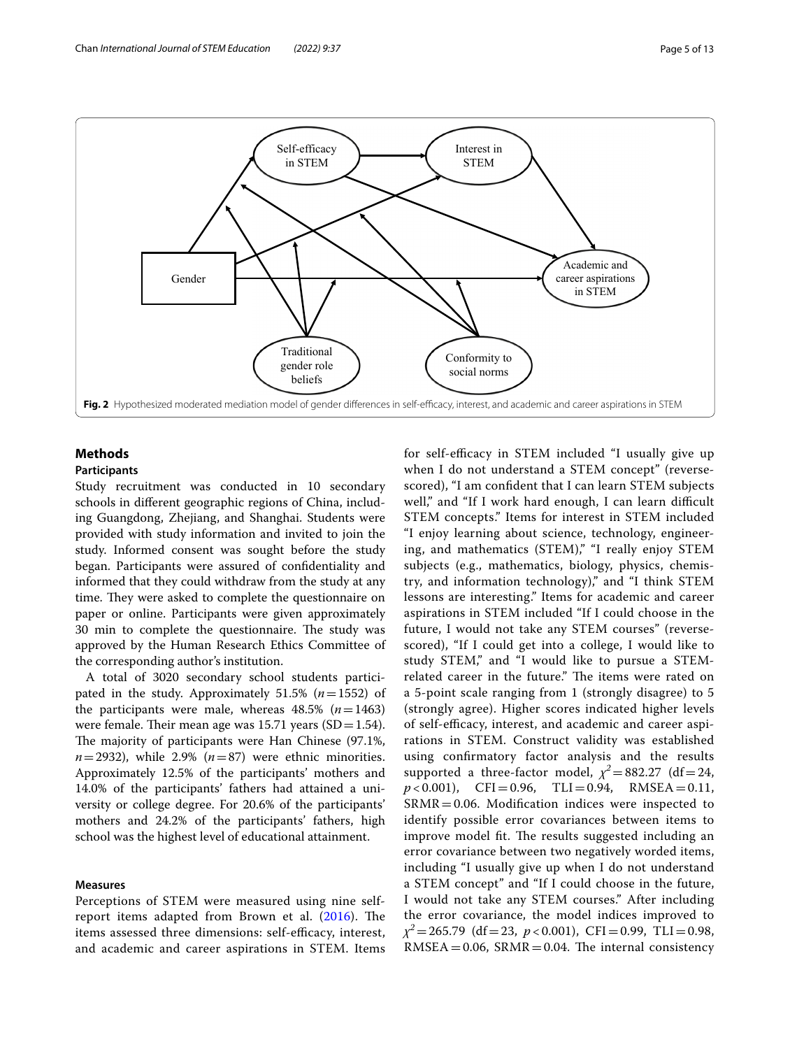Fig. 2 Hypothesized moderated mediation model of gender differences in self-efficacy, interest, and academic and career aspirations in STEM

## Methods

### Participants

Study recruitment was conducted in 10 secondary schools in different geographic regions of China, including Guangdong, Zhejiang, and Shanghai. Students were provided with study information and invited to join the study. Informed consent was sought before the study began. Participants were assured of confidentiality and informed that they could withdraw from the study at any time. They were asked to complete the questionnaire on paper or online. Participants were given approximately 30 min to complete the questionnaire. The study was approved by the Human Research Ethics Committee of the corresponding author's institution.

A total of 3020 secondary school students participated in the study. Approximately 51.5% ($n=1552$) of the participants were male, whereas 48.5% ($n=1463$) were female. Their mean age was 15.71 years (SD = 1.54). The majority of participants were Han Chinese (97.1%, $n=2932$), while 2.9% ($n=87$) were ethnic minorities. Approximately 12.5% of the participants' mothers and 14.0% of the participants' fathers had attained a university or college degree. For 20.6% of the participants' mothers and 24.2% of the participants' fathers, high school was the highest level of educational attainment.

### Measures

Perceptions of STEM were measured using nine self-report items adapted from Brown et al. (2016). The items assessed three dimensions: self-efficacy, interest, and academic and career aspirations in STEM. Items for self-efficacy in STEM included "I usually give up when I do not understand a STEM concept" (reverse-scored), "I am confident that I can learn STEM subjects well," and "If I work hard enough, I can learn difficult STEM concepts." Items for interest in STEM included "I enjoy learning about science, technology, engineering, and mathematics (STEM)," "I really enjoy STEM subjects (e.g., mathematics, biology, physics, chemistry, and information technology)," and "I think STEM lessons are interesting." Items for academic and career aspirations in STEM included "If I could choose in the future, I would not take any STEM courses" (reverse-scored), "If I could get into a college, I would like to study STEM," and "I would like to pursue a STEM-related career in the future." The items were rated on a 5-point scale ranging from 1 (strongly disagree) to 5 (strongly agree). Higher scores indicated higher levels of self-efficacy, interest, and academic and career aspirations in STEM. Construct validity was established using confirmatory factor analysis and the results supported a three-factor model, $\chi^2=882.27$ (df = 24, $p<0.001$), CFI = 0.96, TLI = 0.94, RMSEA = 0.11, SRMR = 0.06. Modification indices were inspected to identify possible error covariances between items to improve model fit. The results suggested including an error covariance between two negatively worded items, including "I usually give up when I do not understand a STEM concept" and "If I could choose in the future, I would not take any STEM courses." After including the error covariance, the model indices improved to $\chi^2=265.79$ (df = 23, $p<0.001$), CFI = 0.99, TLI = 0.98, RMSEA = 0.06, SRMR = 0.04. The internal consistency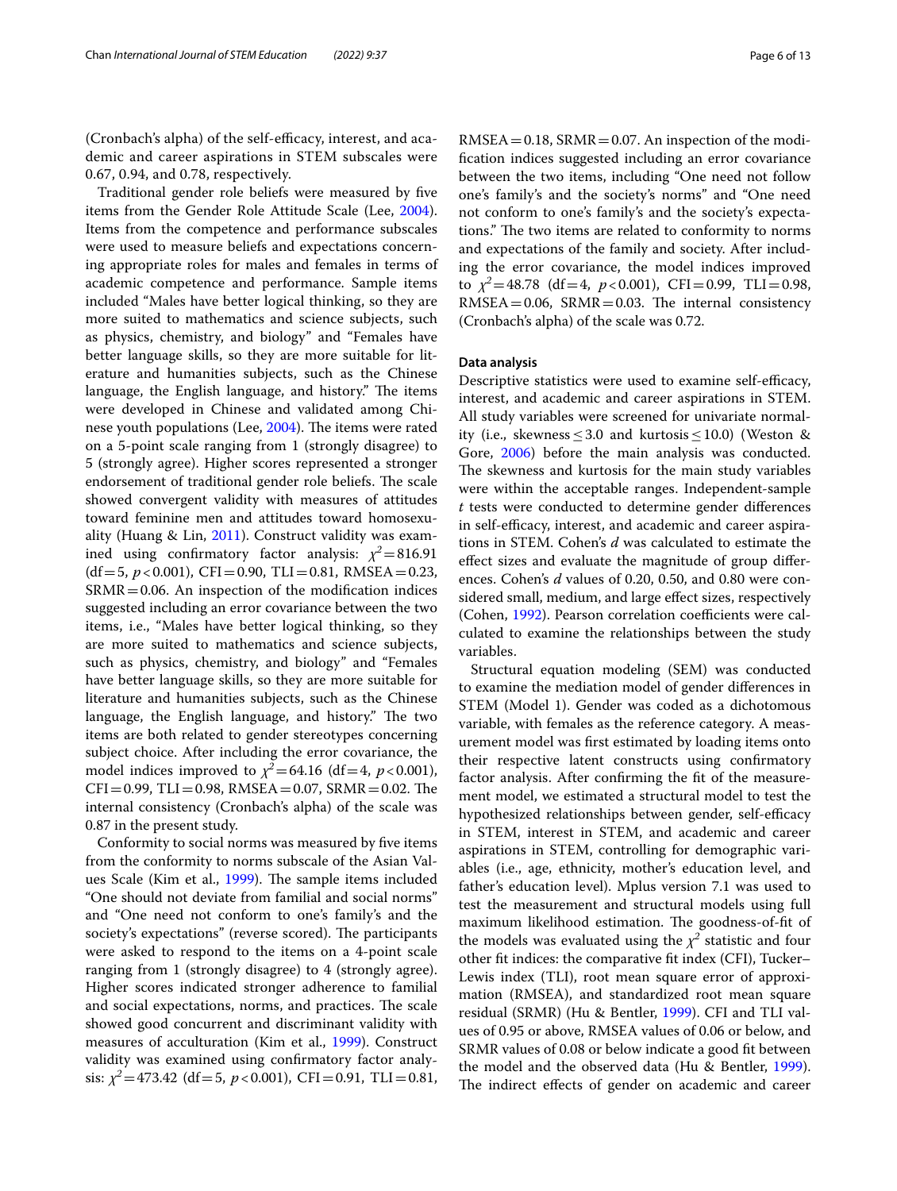(Cronbach's alpha) of the self-efficacy, interest, and academic and career aspirations in STEM subscales were 0.67, 0.94, and 0.78, respectively.

Traditional gender role beliefs were measured by five items from the Gender Role Attitude Scale (Lee, 2004). Items from the competence and performance subscales were used to measure beliefs and expectations concerning appropriate roles for males and females in terms of academic competence and performance. Sample items included "Males have better logical thinking, so they are more suited to mathematics and science subjects, such as physics, chemistry, and biology" and "Females have better language skills, so they are more suitable for literature and humanities subjects, such as the Chinese language, the English language, and history." The items were developed in Chinese and validated among Chinese youth populations (Lee, 2004). The items were rated on a 5-point scale ranging from 1 (strongly disagree) to 5 (strongly agree). Higher scores represented a stronger endorsement of traditional gender role beliefs. The scale showed convergent validity with measures of attitudes toward feminine men and attitudes toward homosexuality (Huang & Lin, 2011). Construct validity was examined using confirmatory factor analysis: $\chi^2 = 816.91$ (df = 5, $p < 0.001$), CFI = 0.90, TLI = 0.81, RMSEA = 0.23, SRMR = 0.06. An inspection of the modification indices suggested including an error covariance between the two items, i.e., "Males have better logical thinking, so they are more suited to mathematics and science subjects, such as physics, chemistry, and biology" and "Females have better language skills, so they are more suitable for literature and humanities subjects, such as the Chinese language, the English language, and history." The two items are both related to gender stereotypes concerning subject choice. After including the error covariance, the model indices improved to $\chi^2 = 64.16$ (df = 4, $p < 0.001$), CFI = 0.99, TLI = 0.98, RMSEA = 0.07, SRMR = 0.02. The internal consistency (Cronbach's alpha) of the scale was 0.87 in the present study.

Conformity to social norms was measured by five items from the conformity to norms subscale of the Asian Values Scale (Kim et al., 1999). The sample items included "One should not deviate from familial and social norms" and "One need not conform to one's family's and the society's expectations" (reverse scored). The participants were asked to respond to the items on a 4-point scale ranging from 1 (strongly disagree) to 4 (strongly agree). Higher scores indicated stronger adherence to familial and social expectations, norms, and practices. The scale showed good concurrent and discriminant validity with measures of acculturation (Kim et al., 1999). Construct validity was examined using confirmatory factor analysis: $\chi^2 = 473.42$ (df = 5, $p < 0.001$), CFI = 0.91, TLI = 0.81, RMSEA = 0.18, SRMR = 0.07. An inspection of the modification indices suggested including an error covariance between the two items, including "One need not follow one's family's and the society's norms" and "One need not conform to one's family's and the society's expectations." The two items are related to conformity to norms and expectations of the family and society. After including the error covariance, the model indices improved to $\chi^2 = 48.78$ (df = 4, $p < 0.001$), CFI = 0.99, TLI = 0.98, RMSEA = 0.06, SRMR = 0.03. The internal consistency (Cronbach's alpha) of the scale was 0.72.

### Data analysis

Descriptive statistics were used to examine self-efficacy, interest, and academic and career aspirations in STEM. All study variables were screened for univariate normality (i.e., skewness $\leq 3.0$ and kurtosis $\leq 10.0$) (Weston & Gore, 2006) before the main analysis was conducted. The skewness and kurtosis for the main study variables were within the acceptable ranges. Independent-sample *t* tests were conducted to determine gender differences in self-efficacy, interest, and academic and career aspirations in STEM. Cohen's *d* was calculated to estimate the effect sizes and evaluate the magnitude of group differences. Cohen's *d* values of 0.20, 0.50, and 0.80 were considered small, medium, and large effect sizes, respectively (Cohen, 1992). Pearson correlation coefficients were calculated to examine the relationships between the study variables.

Structural equation modeling (SEM) was conducted to examine the mediation model of gender differences in STEM (Model 1). Gender was coded as a dichotomous variable, with females as the reference category. A measurement model was first estimated by loading items onto their respective latent constructs using confirmatory factor analysis. After confirming the fit of the measurement model, we estimated a structural model to test the hypothesized relationships between gender, self-efficacy in STEM, interest in STEM, and academic and career aspirations in STEM, controlling for demographic variables (i.e., age, ethnicity, mother's education level, and father's education level). Mplus version 7.1 was used to test the measurement and structural models using full maximum likelihood estimation. The goodness-of-fit of the models was evaluated using the $\chi^2$ statistic and four other fit indices: the comparative fit index (CFI), Tucker–Lewis index (TLI), root mean square error of approximation (RMSEA), and standardized root mean square residual (SRMR) (Hu & Bentler, 1999). CFI and TLI values of 0.95 or above, RMSEA values of 0.06 or below, and SRMR values of 0.08 or below indicate a good fit between the model and the observed data (Hu & Bentler, 1999). The indirect effects of gender on academic and career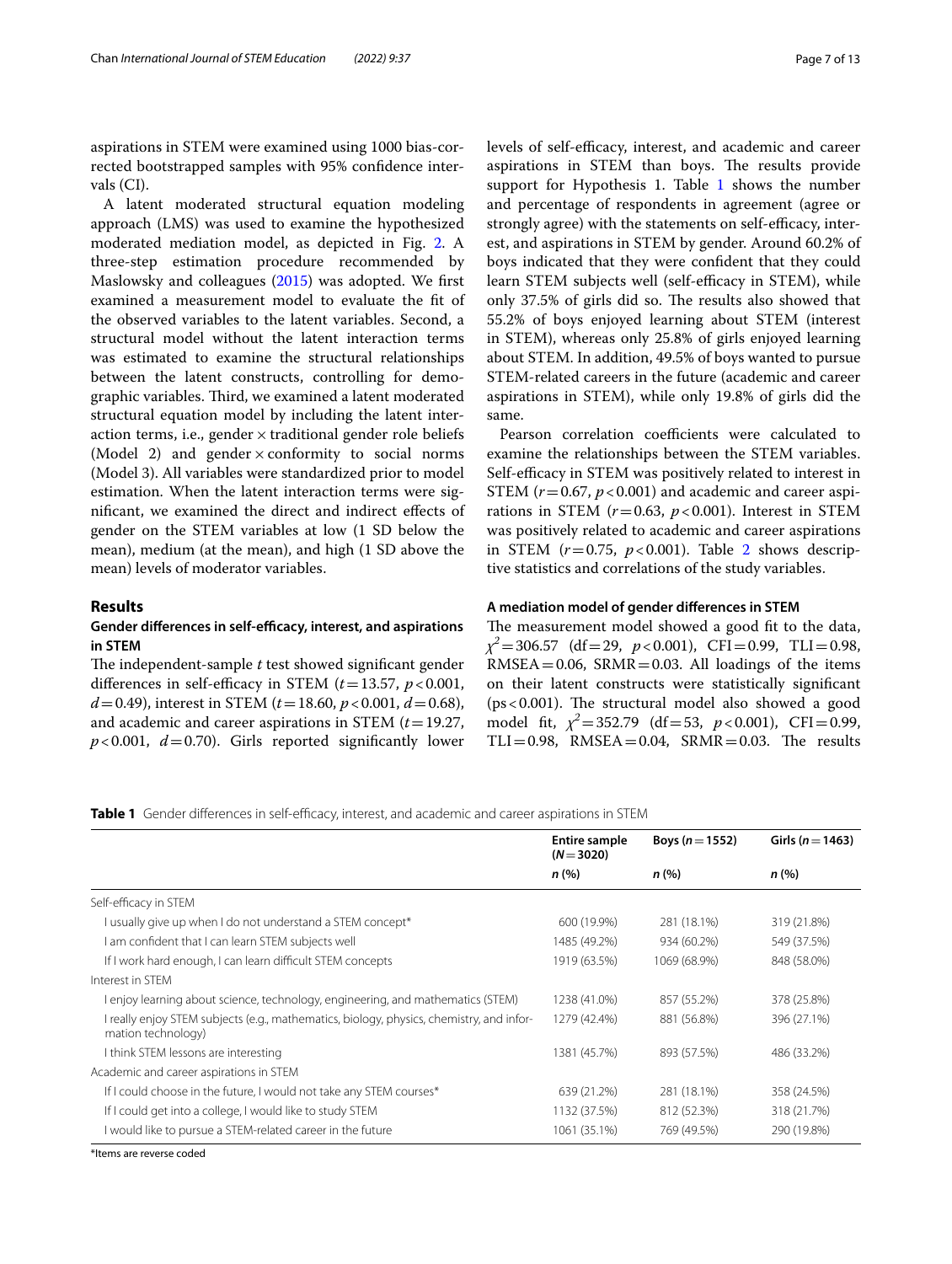aspirations in STEM were examined using 1000 bias-corrected bootstrapped samples with 95% confidence intervals (CI).

A latent moderated structural equation modeling approach (LMS) was used to examine the hypothesized moderated mediation model, as depicted in Fig. 2. A three-step estimation procedure recommended by Maslowsky and colleagues (2015) was adopted. We first examined a measurement model to evaluate the fit of the observed variables to the latent variables. Second, a structural model without the latent interaction terms was estimated to examine the structural relationships between the latent constructs, controlling for demographic variables. Third, we examined a latent moderated structural equation model by including the latent interaction terms, i.e., gender × traditional gender role beliefs (Model 2) and gender × conformity to social norms (Model 3). All variables were standardized prior to model estimation. When the latent interaction terms were significant, we examined the direct and indirect effects of gender on the STEM variables at low (1 SD below the mean), medium (at the mean), and high (1 SD above the mean) levels of moderator variables.

## Results

### Gender differences in self-efficacy, interest, and aspirations in STEM

The independent-sample *t* test showed significant gender differences in self-efficacy in STEM ($t = 13.57$, $p < 0.001$, $d = 0.49$), interest in STEM ($t = 18.60$, $p < 0.001$, $d = 0.68$), and academic and career aspirations in STEM ($t = 19.27$, $p < 0.001$, $d = 0.70$). Girls reported significantly lower levels of self-efficacy, interest, and academic and career aspirations in STEM than boys. The results provide support for Hypothesis 1. Table 1 shows the number and percentage of respondents in agreement (agree or strongly agree) with the statements on self-efficacy, interest, and aspirations in STEM by gender. Around 60.2% of boys indicated that they were confident that they could learn STEM subjects well (self-efficacy in STEM), while only 37.5% of girls did so. The results also showed that 55.2% of boys enjoyed learning about STEM (interest in STEM), whereas only 25.8% of girls enjoyed learning about STEM. In addition, 49.5% of boys wanted to pursue STEM-related careers in the future (academic and career aspirations in STEM), while only 19.8% of girls did the same.

Pearson correlation coefficients were calculated to examine the relationships between the STEM variables. Self-efficacy in STEM was positively related to interest in STEM ($r = 0.67$, $p < 0.001$) and academic and career aspirations in STEM ($r = 0.63$, $p < 0.001$). Interest in STEM was positively related to academic and career aspirations in STEM ($r = 0.75$, $p < 0.001$). Table 2 shows descriptive statistics and correlations of the study variables.

### A mediation model of gender differences in STEM

The measurement model showed a good fit to the data, $\chi^2 = 306.57$ (df = 29, $p < 0.001$), CFI = 0.99, TLI = 0.98, RMSEA = 0.06, SRMR = 0.03. All loadings of the items on their latent constructs were statistically significant (ps < 0.001). The structural model also showed a good model fit, $\chi^2 = 352.79$ (df = 53, $p < 0.001$), CFI = 0.99, TLI = 0.98, RMSEA = 0.04, SRMR = 0.03. The results

**Table 1** Gender differences in self-efficacy, interest, and academic and career aspirations in STEM

| | Entire sample ($N = 3020$) | Boys ($n = 1552$) | Girls ($n = 1463$) |
|---|---|---|---|
| | *n* (%) | *n* (%) | *n* (%) |
| Self-efficacy in STEM | | | |
| I usually give up when I do not understand a STEM concept* | 600 (19.9%) | 281 (18.1%) | 319 (21.8%) |
| I am confident that I can learn STEM subjects well | 1485 (49.2%) | 934 (60.2%) | 549 (37.5%) |
| If I work hard enough, I can learn difficult STEM concepts | 1919 (63.5%) | 1069 (68.9%) | 848 (58.0%) |
| Interest in STEM | | | |
| I enjoy learning about science, technology, engineering, and mathematics (STEM) | 1238 (41.0%) | 857 (55.2%) | 378 (25.8%) |
| I really enjoy STEM subjects (e.g., mathematics, biology, physics, chemistry, and information technology) | 1279 (42.4%) | 881 (56.8%) | 396 (27.1%) |
| I think STEM lessons are interesting | 1381 (45.7%) | 893 (57.5%) | 486 (33.2%) |
| Academic and career aspirations in STEM | | | |
| If I could choose in the future, I would not take any STEM courses* | 639 (21.2%) | 281 (18.1%) | 358 (24.5%) |
| If I could get into a college, I would like to study STEM | 1132 (37.5%) | 812 (52.3%) | 318 (21.7%) |
| I would like to pursue a STEM-related career in the future | 1061 (35.1%) | 769 (49.5%) | 290 (19.8%) |

*Items are reverse coded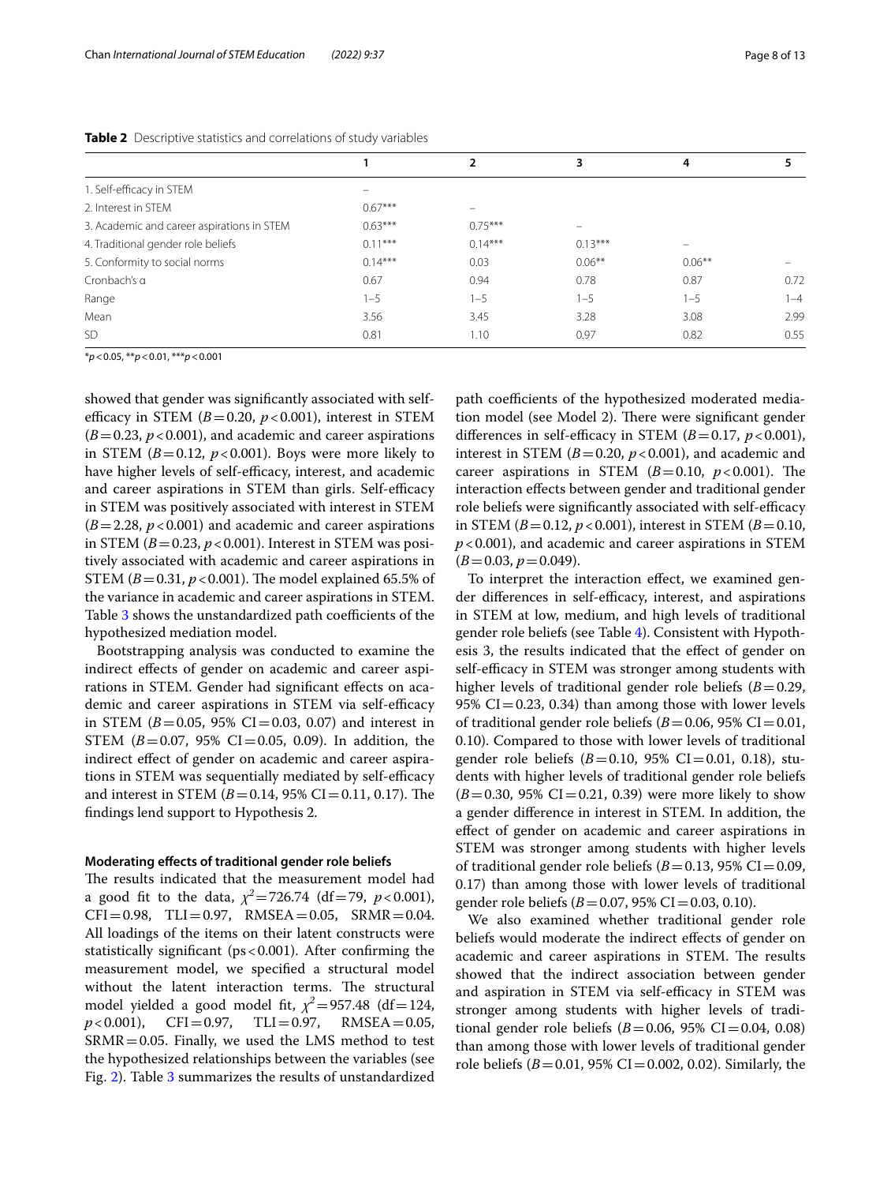**Table 2** Descriptive statistics and correlations of study variables

| | 1 | 2 | 3 | 4 | 5 |
|---|---|---|---|---|---|
| 1. Self-efficacy in STEM | – | | | | |
| 2. Interest in STEM | 0.67*** | – | | | |
| 3. Academic and career aspirations in STEM | 0.63*** | 0.75*** | – | | |
| 4. Traditional gender role beliefs | 0.11*** | 0.14*** | 0.13*** | – | |
| 5. Conformity to social norms | 0.14*** | 0.03 | 0.06** | 0.06** | – |
| Cronbach's α | 0.67 | 0.94 | 0.78 | 0.87 | 0.72 |
| Range | 1–5 | 1–5 | 1–5 | 1–5 | 1–4 |
| Mean | 3.56 | 3.45 | 3.28 | 3.08 | 2.99 |
| SD | 0.81 | 1.10 | 0.97 | 0.82 | 0.55 |

*$p<0.05$, **$p<0.01$, ***$p<0.001$

showed that gender was significantly associated with self-efficacy in STEM ($B=0.20$, $p<0.001$), interest in STEM ($B=0.23$, $p<0.001$), and academic and career aspirations in STEM ($B=0.12$, $p<0.001$). Boys were more likely to have higher levels of self-efficacy, interest, and academic and career aspirations in STEM than girls. Self-efficacy in STEM was positively associated with interest in STEM ($B=2.28$, $p<0.001$) and academic and career aspirations in STEM ($B=0.23$, $p<0.001$). Interest in STEM was positively associated with academic and career aspirations in STEM ($B=0.31$, $p<0.001$). The model explained 65.5% of the variance in academic and career aspirations in STEM. Table 3 shows the unstandardized path coefficients of the hypothesized mediation model.

Bootstrapping analysis was conducted to examine the indirect effects of gender on academic and career aspirations in STEM. Gender had significant effects on academic and career aspirations in STEM via self-efficacy in STEM ($B=0.05$, 95% CI $=0.03$, 0.07) and interest in STEM ($B=0.07$, 95% CI $=0.05$, 0.09). In addition, the indirect effect of gender on academic and career aspirations in STEM was sequentially mediated by self-efficacy and interest in STEM ($B=0.14$, 95% CI $=0.11$, 0.17). The findings lend support to Hypothesis 2.

#### Moderating effects of traditional gender role beliefs

The results indicated that the measurement model had a good fit to the data, $\chi^2=726.74$ (df $=79$, $p<0.001$), CFI $=0.98$, TLI $=0.97$, RMSEA $=0.05$, SRMR $=0.04$. All loadings of the items on their latent constructs were statistically significant (ps $<0.001$). After confirming the measurement model, we specified a structural model without the latent interaction terms. The structural model yielded a good model fit, $\chi^2=957.48$ (df $=124$, $p<0.001$), CFI $=0.97$, TLI $=0.97$, RMSEA $=0.05$, SRMR $=0.05$. Finally, we used the LMS method to test the hypothesized relationships between the variables (see Fig. 2). Table 3 summarizes the results of unstandardized path coefficients of the hypothesized moderated mediation model (see Model 2). There were significant gender differences in self-efficacy in STEM ($B=0.17$, $p<0.001$), interest in STEM ($B=0.20$, $p<0.001$), and academic and career aspirations in STEM ($B=0.10$, $p<0.001$). The interaction effects between gender and traditional gender role beliefs were significantly associated with self-efficacy in STEM ($B=0.12$, $p<0.001$), interest in STEM ($B=0.10$, $p<0.001$), and academic and career aspirations in STEM ($B=0.03$, $p=0.049$).

To interpret the interaction effect, we examined gender differences in self-efficacy, interest, and aspirations in STEM at low, medium, and high levels of traditional gender role beliefs (see Table 4). Consistent with Hypothesis 3, the results indicated that the effect of gender on self-efficacy in STEM was stronger among students with higher levels of traditional gender role beliefs ($B=0.29$, 95% CI $=0.23$, 0.34) than among those with lower levels of traditional gender role beliefs ($B=0.06$, 95% CI $=0.01$, 0.10). Compared to those with lower levels of traditional gender role beliefs ($B=0.10$, 95% CI $=0.01$, 0.18), students with higher levels of traditional gender role beliefs ($B=0.30$, 95% CI $=0.21$, 0.39) were more likely to show a gender difference in interest in STEM. In addition, the effect of gender on academic and career aspirations in STEM was stronger among students with higher levels of traditional gender role beliefs ($B=0.13$, 95% CI $=0.09$, 0.17) than among those with lower levels of traditional gender role beliefs ($B=0.07$, 95% CI $=0.03$, 0.10).

We also examined whether traditional gender role beliefs would moderate the indirect effects of gender on academic and career aspirations in STEM. The results showed that the indirect association between gender and aspiration in STEM via self-efficacy in STEM was stronger among students with higher levels of traditional gender role beliefs ($B=0.06$, 95% CI $=0.04$, 0.08) than among those with lower levels of traditional gender role beliefs ($B=0.01$, 95% CI $=0.002$, 0.02). Similarly, the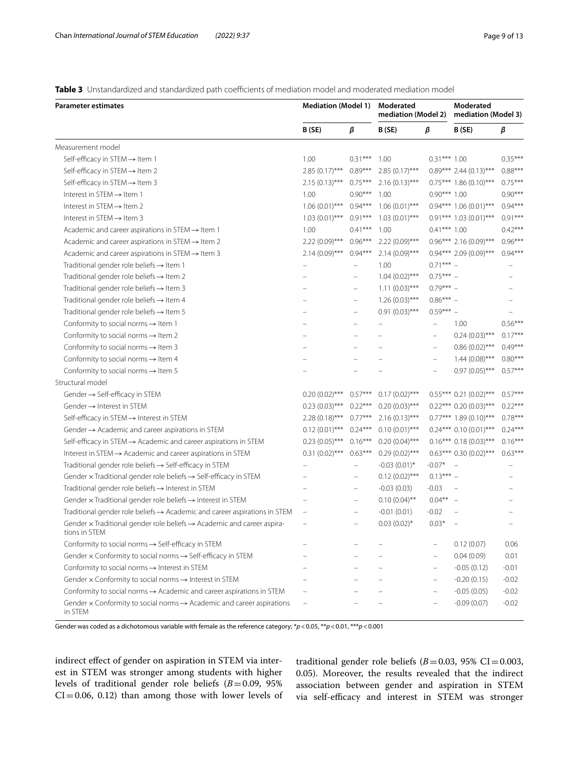**Table 3** Unstandardized and standardized path coefficients of mediation model and moderated mediation model

| Parameter estimates | Mediation (Model 1) | | Moderated mediation (Model 2) | | Moderated mediation (Model 3) | |
|---|---|---|---|---|---|---|
| | B (SE) | *β* | B (SE) | *β* | B (SE) | *β* |
| Measurement model | | | | | | |
| Self-efficacy in STEM → Item 1 | 1.00 | 0.31*** | 1.00 | 0.31*** | 1.00 | 0.35*** |
| Self-efficacy in STEM → Item 2 | 2.85 (0.17)*** | 0.89*** | 2.85 (0.17)*** | 0.89*** | 2.44 (0.13)*** | 0.88*** |
| Self-efficacy in STEM → Item 3 | 2.15 (0.13)*** | 0.75*** | 2.16 (0.13)*** | 0.75*** | 1.86 (0.10)*** | 0.75*** |
| Interest in STEM → Item 1 | 1.00 | 0.90*** | 1.00 | 0.90*** | 1.00 | 0.90*** |
| Interest in STEM → Item 2 | 1.06 (0.01)*** | 0.94*** | 1.06 (0.01)*** | 0.94*** | 1.06 (0.01)*** | 0.94*** |
| Interest in STEM → Item 3 | 1.03 (0.01)*** | 0.91*** | 1.03 (0.01)*** | 0.91*** | 1.03 (0.01)*** | 0.91*** |
| Academic and career aspirations in STEM → Item 1 | 1.00 | 0.41*** | 1.00 | 0.41*** | 1.00 | 0.42*** |
| Academic and career aspirations in STEM → Item 2 | 2.22 (0.09)*** | 0.96*** | 2.22 (0.09)*** | 0.96*** | 2.16 (0.09)*** | 0.96*** |
| Academic and career aspirations in STEM → Item 3 | 2.14 (0.09)*** | 0.94*** | 2.14 (0.09)*** | 0.94*** | 2.09 (0.09)*** | 0.94*** |
| Traditional gender role beliefs → Item 1 | – | – | 1.00 | 0.71*** | – | – |
| Traditional gender role beliefs → Item 2 | – | – | 1.04 (0.02)*** | 0.75*** | – | – |
| Traditional gender role beliefs → Item 3 | – | – | 1.11 (0.03)*** | 0.79*** | – | – |
| Traditional gender role beliefs → Item 4 | – | – | 1.26 (0.03)*** | 0.86*** | – | – |
| Traditional gender role beliefs → Item 5 | – | – | 0.91 (0.03)*** | 0.59*** | – | – |
| Conformity to social norms → Item 1 | – | – | – | – | 1.00 | 0.56*** |
| Conformity to social norms → Item 2 | – | – | – | – | 0.24 (0.03)*** | 0.17*** |
| Conformity to social norms → Item 3 | – | – | – | – | 0.86 (0.02)*** | 0.49*** |
| Conformity to social norms → Item 4 | – | – | – | – | 1.44 (0.08)*** | 0.80*** |
| Conformity to social norms → Item 5 | – | – | – | – | 0.97 (0.05)*** | 0.57*** |
| Structural model | | | | | | |
| Gender → Self-efficacy in STEM | 0.20 (0.02)*** | 0.57*** | 0.17 (0.02)*** | 0.55*** | 0.21 (0.02)*** | 0.57*** |
| Gender → Interest in STEM | 0.23 (0.03)*** | 0.22*** | 0.20 (0.03)*** | 0.22*** | 0.20 (0.03)*** | 0.22*** |
| Self-efficacy in STEM → Interest in STEM | 2.28 (0.18)*** | 0.77*** | 2.16 (0.13)*** | 0.77*** | 1.89 (0.10)*** | 0.78*** |
| Gender → Academic and career aspirations in STEM | 0.12 (0.01)*** | 0.24*** | 0.10 (0.01)*** | 0.24*** | 0.10 (0.01)*** | 0.24*** |
| Self-efficacy in STEM → Academic and career aspirations in STEM | 0.23 (0.05)*** | 0.16*** | 0.20 (0.04)*** | 0.16*** | 0.18 (0.03)*** | 0.16*** |
| Interest in STEM → Academic and career aspirations in STEM | 0.31 (0.02)*** | 0.63*** | 0.29 (0.02)*** | 0.63*** | 0.30 (0.02)*** | 0.63*** |
| Traditional gender role beliefs → Self-efficacy in STEM | – | – | -0.03 (0.01)* | -0.07* | – | – |
| Gender × Traditional gender role beliefs → Self-efficacy in STEM | – | – | 0.12 (0.02)*** | 0.13*** | – | – |
| Traditional gender role beliefs → Interest in STEM | – | – | -0.03 (0.03) | -0.03 | – | – |
| Gender × Traditional gender role beliefs → Interest in STEM | – | – | 0.10 (0.04)** | 0.04** | – | – |
| Traditional gender role beliefs → Academic and career aspirations in STEM | – | – | -0.01 (0.01) | -0.02 | – | – |
| Gender × Traditional gender role beliefs → Academic and career aspirations in STEM | – | – | 0.03 (0.02)* | 0.03* | – | – |
| Conformity to social norms → Self-efficacy in STEM | – | – | – | – | 0.12 (0.07) | 0.06 |
| Gender × Conformity to social norms → Self-efficacy in STEM | – | – | – | – | 0.04 (0.09) | 0.01 |
| Conformity to social norms → Interest in STEM | – | – | – | – | -0.05 (0.12) | -0.01 |
| Gender × Conformity to social norms → Interest in STEM | – | – | – | – | -0.20 (0.15) | -0.02 |
| Conformity to social norms → Academic and career aspirations in STEM | – | – | – | – | -0.05 (0.05) | -0.02 |
| Gender × Conformity to social norms → Academic and career aspirations in STEM | – | – | – | – | -0.09 (0.07) | -0.02 |

Gender was coded as a dichotomous variable with female as the reference category; *$p < 0.05$, **$p < 0.01$, ***$p < 0.001$

indirect effect of gender on aspiration in STEM via interest in STEM was stronger among students with higher levels of traditional gender role beliefs ($B = 0.09$, 95% CI $= 0.06$, 0.12) than among those with lower levels of traditional gender role beliefs ($B = 0.03$, 95% CI $= 0.003$, 0.05). Moreover, the results revealed that the indirect association between gender and aspiration in STEM via self-efficacy and interest in STEM was stronger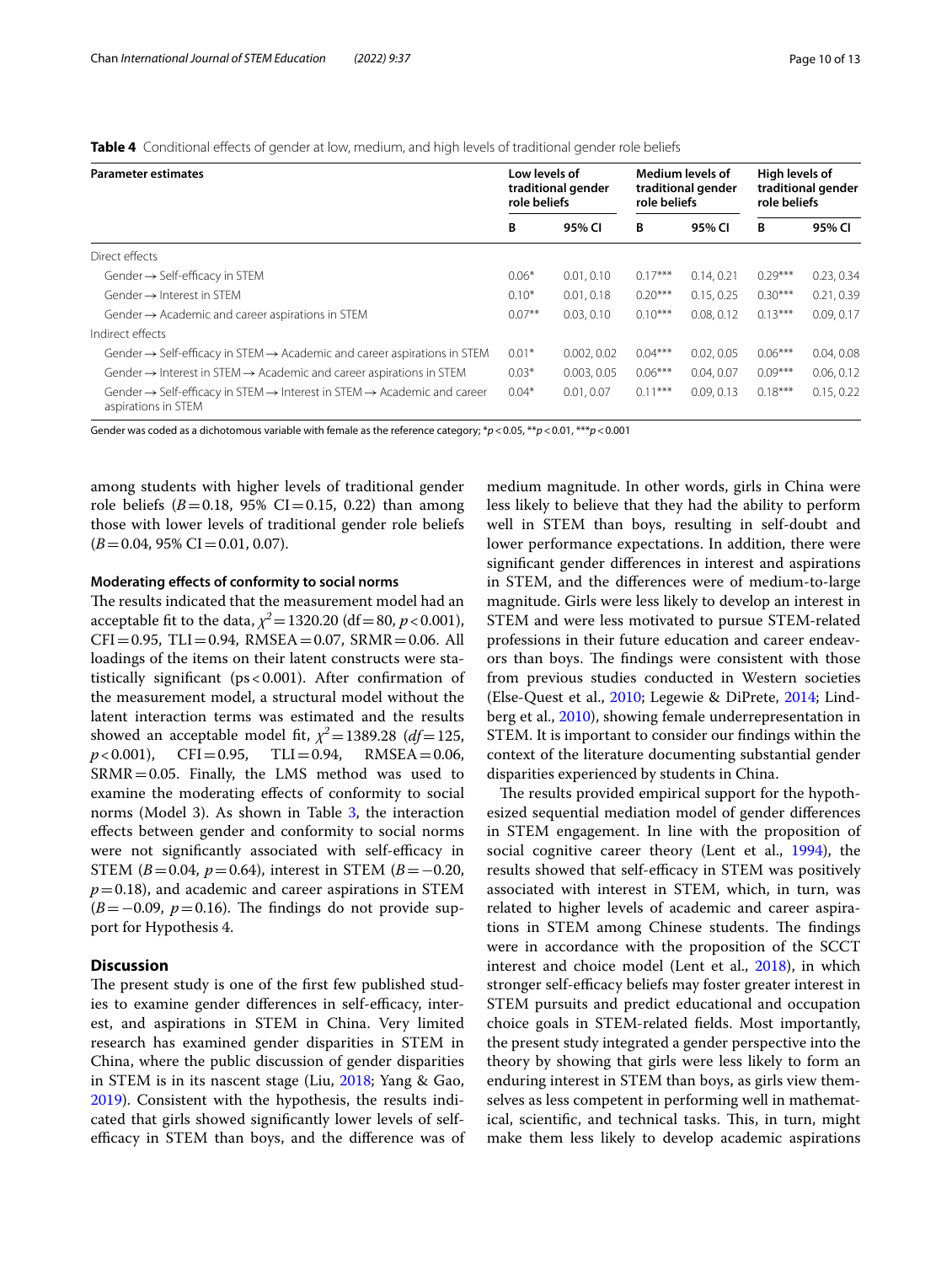**Table 4** Conditional effects of gender at low, medium, and high levels of traditional gender role beliefs

| Parameter estimates | Low levels of traditional gender role beliefs | | Medium levels of traditional gender role beliefs | | High levels of traditional gender role beliefs | |
|---|---|---|---|---|---|---|
| | B | 95% CI | B | 95% CI | B | 95% CI |
| Direct effects | | | | | | |
| Gender → Self-efficacy in STEM | 0.06* | 0.01, 0.10 | 0.17*** | 0.14, 0.21 | 0.29*** | 0.23, 0.34 |
| Gender → Interest in STEM | 0.10* | 0.01, 0.18 | 0.20*** | 0.15, 0.25 | 0.30*** | 0.21, 0.39 |
| Gender → Academic and career aspirations in STEM | 0.07** | 0.03, 0.10 | 0.10*** | 0.08, 0.12 | 0.13*** | 0.09, 0.17 |
| Indirect effects | | | | | | |
| Gender → Self-efficacy in STEM → Academic and career aspirations in STEM | 0.01* | 0.002, 0.02 | 0.04*** | 0.02, 0.05 | 0.06*** | 0.04, 0.08 |
| Gender → Interest in STEM → Academic and career aspirations in STEM | 0.03* | 0.003, 0.05 | 0.06*** | 0.04, 0.07 | 0.09*** | 0.06, 0.12 |
| Gender → Self-efficacy in STEM → Interest in STEM → Academic and career aspirations in STEM | 0.04* | 0.01, 0.07 | 0.11*** | 0.09, 0.13 | 0.18*** | 0.15, 0.22 |

Gender was coded as a dichotomous variable with female as the reference category; *$p<0.05$, **$p<0.01$, ***$p<0.001$

among students with higher levels of traditional gender role beliefs ($B=0.18$, 95% CI $=0.15$, 0.22) than among those with lower levels of traditional gender role beliefs ($B=0.04$, 95% CI $=0.01$, 0.07).

#### Moderating effects of conformity to social norms

The results indicated that the measurement model had an acceptable fit to the data, $\chi^2=1320.20$ (df $=80$, $p<0.001$), CFI $=0.95$, TLI $=0.94$, RMSEA $=0.07$, SRMR $=0.06$. All loadings of the items on their latent constructs were statistically significant (ps $<0.001$). After confirmation of the measurement model, a structural model without the latent interaction terms was estimated and the results showed an acceptable model fit, $\chi^2=1389.28$ ($df=125$, $p<0.001$), CFI $=0.95$, TLI $=0.94$, RMSEA $=0.06$, SRMR $=0.05$. Finally, the LMS method was used to examine the moderating effects of conformity to social norms (Model 3). As shown in Table 3, the interaction effects between gender and conformity to social norms were not significantly associated with self-efficacy in STEM ($B=0.04$, $p=0.64$), interest in STEM ($B=-0.20$, $p=0.18$), and academic and career aspirations in STEM ($B=-0.09$, $p=0.16$). The findings do not provide support for Hypothesis 4.

## Discussion

The present study is one of the first few published studies to examine gender differences in self-efficacy, interest, and aspirations in STEM in China. Very limited research has examined gender disparities in STEM in China, where the public discussion of gender disparities in STEM is in its nascent stage (Liu, 2018; Yang & Gao, 2019). Consistent with the hypothesis, the results indicated that girls showed significantly lower levels of self-efficacy in STEM than boys, and the difference was of medium magnitude. In other words, girls in China were less likely to believe that they had the ability to perform well in STEM than boys, resulting in self-doubt and lower performance expectations. In addition, there were significant gender differences in interest and aspirations in STEM, and the differences were of medium-to-large magnitude. Girls were less likely to develop an interest in STEM and were less motivated to pursue STEM-related professions in their future education and career endeavors than boys. The findings were consistent with those from previous studies conducted in Western societies (Else-Quest et al., 2010; Legewie & DiPrete, 2014; Lindberg et al., 2010), showing female underrepresentation in STEM. It is important to consider our findings within the context of the literature documenting substantial gender disparities experienced by students in China.

The results provided empirical support for the hypothesized sequential mediation model of gender differences in STEM engagement. In line with the proposition of social cognitive career theory (Lent et al., 1994), the results showed that self-efficacy in STEM was positively associated with interest in STEM, which, in turn, was related to higher levels of academic and career aspirations in STEM among Chinese students. The findings were in accordance with the proposition of the SCCT interest and choice model (Lent et al., 2018), in which stronger self-efficacy beliefs may foster greater interest in STEM pursuits and predict educational and occupation choice goals in STEM-related fields. Most importantly, the present study integrated a gender perspective into the theory by showing that girls were less likely to form an enduring interest in STEM than boys, as girls view themselves as less competent in performing well in mathematical, scientific, and technical tasks. This, in turn, might make them less likely to develop academic aspirations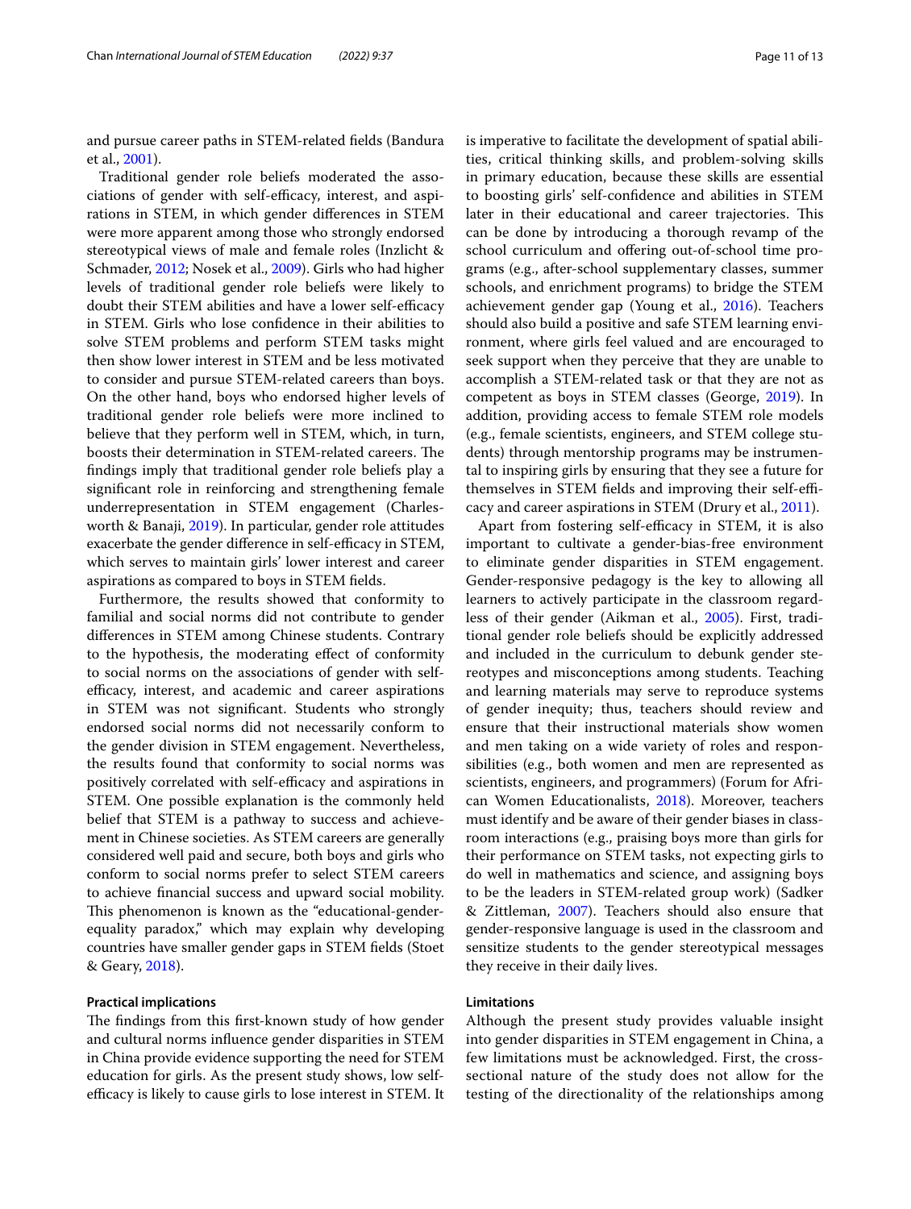and pursue career paths in STEM-related fields (Bandura et al., 2001).

Traditional gender role beliefs moderated the associations of gender with self-efficacy, interest, and aspirations in STEM, in which gender differences in STEM were more apparent among those who strongly endorsed stereotypical views of male and female roles (Inzlicht & Schmader, 2012; Nosek et al., 2009). Girls who had higher levels of traditional gender role beliefs were likely to doubt their STEM abilities and have a lower self-efficacy in STEM. Girls who lose confidence in their abilities to solve STEM problems and perform STEM tasks might then show lower interest in STEM and be less motivated to consider and pursue STEM-related careers than boys. On the other hand, boys who endorsed higher levels of traditional gender role beliefs were more inclined to believe that they perform well in STEM, which, in turn, boosts their determination in STEM-related careers. The findings imply that traditional gender role beliefs play a significant role in reinforcing and strengthening female underrepresentation in STEM engagement (Charlesworth & Banaji, 2019). In particular, gender role attitudes exacerbate the gender difference in self-efficacy in STEM, which serves to maintain girls' lower interest and career aspirations as compared to boys in STEM fields.

Furthermore, the results showed that conformity to familial and social norms did not contribute to gender differences in STEM among Chinese students. Contrary to the hypothesis, the moderating effect of conformity to social norms on the associations of gender with self-efficacy, interest, and academic and career aspirations in STEM was not significant. Students who strongly endorsed social norms did not necessarily conform to the gender division in STEM engagement. Nevertheless, the results found that conformity to social norms was positively correlated with self-efficacy and aspirations in STEM. One possible explanation is the commonly held belief that STEM is a pathway to success and achievement in Chinese societies. As STEM careers are generally considered well paid and secure, both boys and girls who conform to social norms prefer to select STEM careers to achieve financial success and upward social mobility. This phenomenon is known as the "educational-gender-equality paradox," which may explain why developing countries have smaller gender gaps in STEM fields (Stoet & Geary, 2018).

#### Practical implications

The findings from this first-known study of how gender and cultural norms influence gender disparities in STEM in China provide evidence supporting the need for STEM education for girls. As the present study shows, low self-efficacy is likely to cause girls to lose interest in STEM. It is imperative to facilitate the development of spatial abilities, critical thinking skills, and problem-solving skills in primary education, because these skills are essential to boosting girls' self-confidence and abilities in STEM later in their educational and career trajectories. This can be done by introducing a thorough revamp of the school curriculum and offering out-of-school time programs (e.g., after-school supplementary classes, summer schools, and enrichment programs) to bridge the STEM achievement gender gap (Young et al., 2016). Teachers should also build a positive and safe STEM learning environment, where girls feel valued and are encouraged to seek support when they perceive that they are unable to accomplish a STEM-related task or that they are not as competent as boys in STEM classes (George, 2019). In addition, providing access to female STEM role models (e.g., female scientists, engineers, and STEM college students) through mentorship programs may be instrumental to inspiring girls by ensuring that they see a future for themselves in STEM fields and improving their self-efficacy and career aspirations in STEM (Drury et al., 2011).

Apart from fostering self-efficacy in STEM, it is also important to cultivate a gender-bias-free environment to eliminate gender disparities in STEM engagement. Gender-responsive pedagogy is the key to allowing all learners to actively participate in the classroom regardless of their gender (Aikman et al., 2005). First, traditional gender role beliefs should be explicitly addressed and included in the curriculum to debunk gender stereotypes and misconceptions among students. Teaching and learning materials may serve to reproduce systems of gender inequity; thus, teachers should review and ensure that their instructional materials show women and men taking on a wide variety of roles and responsibilities (e.g., both women and men are represented as scientists, engineers, and programmers) (Forum for African Women Educationalists, 2018). Moreover, teachers must identify and be aware of their gender biases in classroom interactions (e.g., praising boys more than girls for their performance on STEM tasks, not expecting girls to do well in mathematics and science, and assigning boys to be the leaders in STEM-related group work) (Sadker & Zittleman, 2007). Teachers should also ensure that gender-responsive language is used in the classroom and sensitize students to the gender stereotypical messages they receive in their daily lives.

#### Limitations

Although the present study provides valuable insight into gender disparities in STEM engagement in China, a few limitations must be acknowledged. First, the cross-sectional nature of the study does not allow for the testing of the directionality of the relationships among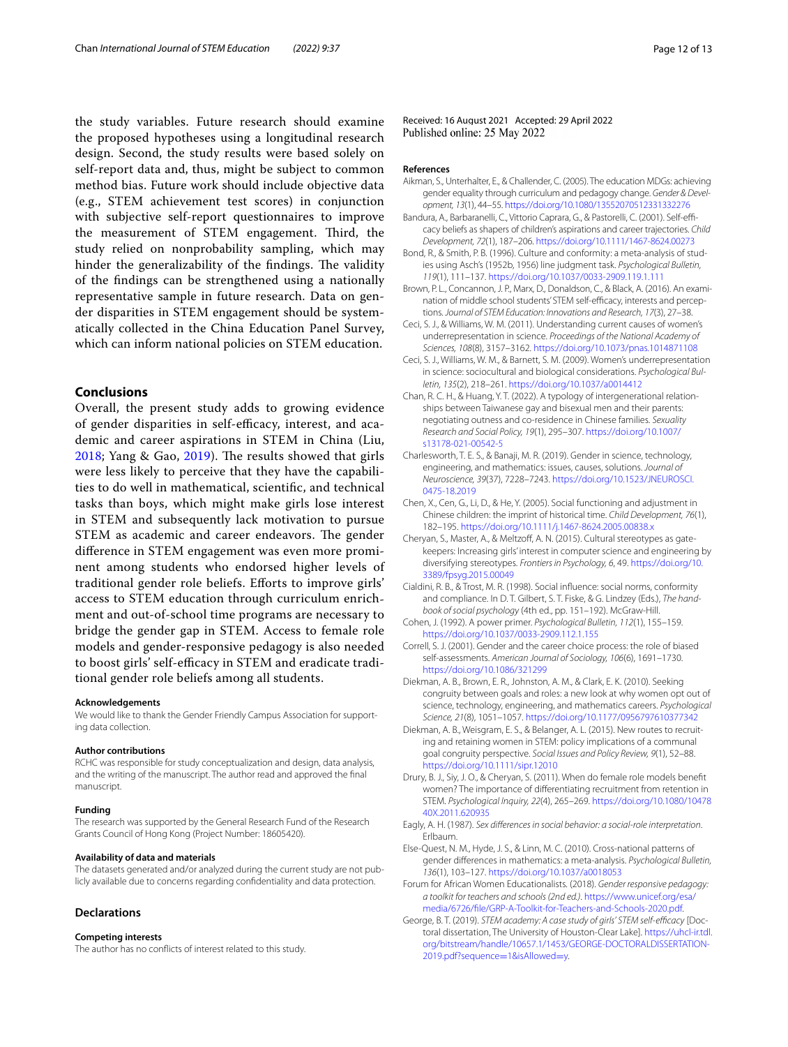the study variables. Future research should examine the proposed hypotheses using a longitudinal research design. Second, the study results were based solely on self-report data and, thus, might be subject to common method bias. Future work should include objective data (e.g., STEM achievement test scores) in conjunction with subjective self-report questionnaires to improve the measurement of STEM engagement. Third, the study relied on nonprobability sampling, which may hinder the generalizability of the findings. The validity of the findings can be strengthened using a nationally representative sample in future research. Data on gender disparities in STEM engagement should be systematically collected in the China Education Panel Survey, which can inform national policies on STEM education.

## Conclusions

Overall, the present study adds to growing evidence of gender disparities in self-efficacy, interest, and academic and career aspirations in STEM in China (Liu, 2018; Yang & Gao, 2019). The results showed that girls were less likely to perceive that they have the capabilities to do well in mathematical, scientific, and technical tasks than boys, which might make girls lose interest in STEM and subsequently lack motivation to pursue STEM as academic and career endeavors. The gender difference in STEM engagement was even more prominent among students who endorsed higher levels of traditional gender role beliefs. Efforts to improve girls' access to STEM education through curriculum enrichment and out-of-school time programs are necessary to bridge the gender gap in STEM. Access to female role models and gender-responsive pedagogy is also needed to boost girls' self-efficacy in STEM and eradicate traditional gender role beliefs among all students.

#### Acknowledgements

We would like to thank the Gender Friendly Campus Association for supporting data collection.

#### Author contributions

RCHC was responsible for study conceptualization and design, data analysis, and the writing of the manuscript. The author read and approved the final manuscript.

#### Funding

The research was supported by the General Research Fund of the Research Grants Council of Hong Kong (Project Number: 18605420).

#### Availability of data and materials

The datasets generated and/or analyzed during the current study are not publicly available due to concerns regarding confidentiality and data protection.

### Declarations

#### Competing interests

The author has no conflicts of interest related to this study.

Received: 16 August 2021 Accepted: 29 April 2022
Published online: 25 May 2022

#### References

Aikman, S., Unterhalter, E., & Challender, C. (2005). The education MDGs: achieving gender equality through curriculum and pedagogy change. *Gender & Development, 13*(1), 44–55. https://doi.org/10.1080/13552070512331332276

Bandura, A., Barbaranelli, C., Vittorio Caprara, G., & Pastorelli, C. (2001). Self-efficacy beliefs as shapers of children's aspirations and career trajectories. *Child Development, 72*(1), 187–206. https://doi.org/10.1111/1467-8624.00273

Bond, R., & Smith, P. B. (1996). Culture and conformity: a meta-analysis of studies using Asch's (1952b, 1956) line judgment task. *Psychological Bulletin, 119*(1), 111–137. https://doi.org/10.1037/0033-2909.119.1.111

Brown, P. L., Concannon, J. P., Marx, D., Donaldson, C., & Black, A. (2016). An examination of middle school students' STEM self-efficacy, interests and perceptions. *Journal of STEM Education: Innovations and Research, 17*(3), 27–38.

Ceci, S. J., & Williams, W. M. (2011). Understanding current causes of women's underrepresentation in science. *Proceedings of the National Academy of Sciences, 108*(8), 3157–3162. https://doi.org/10.1073/pnas.1014871108

Ceci, S. J., Williams, W. M., & Barnett, S. M. (2009). Women's underrepresentation in science: sociocultural and biological considerations. *Psychological Bulletin, 135*(2), 218–261. https://doi.org/10.1037/a0014412

Chan, R. C. H., & Huang, Y. T. (2022). A typology of intergenerational relationships between Taiwanese gay and bisexual men and their parents: negotiating outness and co-residence in Chinese families. *Sexuality Research and Social Policy, 19*(1), 295–307. https://doi.org/10.1007/s13178-021-00542-5

Charlesworth, T. E. S., & Banaji, M. R. (2019). Gender in science, technology, engineering, and mathematics: issues, causes, solutions. *Journal of Neuroscience, 39*(37), 7228–7243. https://doi.org/10.1523/JNEUROSCI.0475-18.2019

Chen, X., Cen, G., Li, D., & He, Y. (2005). Social functioning and adjustment in Chinese children: the imprint of historical time. *Child Development, 76*(1), 182–195. https://doi.org/10.1111/j.1467-8624.2005.00838.x

Cheryan, S., Master, A., & Meltzoff, A. N. (2015). Cultural stereotypes as gatekeepers: Increasing girls' interest in computer science and engineering by diversifying stereotypes. *Frontiers in Psychology, 6*, 49. https://doi.org/10.3389/fpsyg.2015.00049

Cialdini, R. B., & Trost, M. R. (1998). Social influence: social norms, conformity and compliance. In D. T. Gilbert, S. T. Fiske, & G. Lindzey (Eds.), *The handbook of social psychology* (4th ed., pp. 151–192). McGraw-Hill.

Cohen, J. (1992). A power primer. *Psychological Bulletin, 112*(1), 155–159. https://doi.org/10.1037/0033-2909.112.1.155

Correll, S. J. (2001). Gender and the career choice process: the role of biased self-assessments. *American Journal of Sociology, 106*(6), 1691–1730. https://doi.org/10.1086/321299

Diekman, A. B., Brown, E. R., Johnston, A. M., & Clark, E. K. (2010). Seeking congruity between goals and roles: a new look at why women opt out of science, technology, engineering, and mathematics careers. *Psychological Science, 21*(8), 1051–1057. https://doi.org/10.1177/0956797610377342

Diekman, A. B., Weisgram, E. S., & Belanger, A. L. (2015). New routes to recruiting and retaining women in STEM: policy implications of a communal goal congruity perspective. *Social Issues and Policy Review, 9*(1), 52–88. https://doi.org/10.1111/sipr.12010

Drury, B. J., Siy, J. O., & Cheryan, S. (2011). When do female role models benefit women? The importance of differentiating recruitment from retention in STEM. *Psychological Inquiry, 22*(4), 265–269. https://doi.org/10.1080/1047840X.2011.620935

Eagly, A. H. (1987). *Sex differences in social behavior: a social-role interpretation*. Erlbaum.

Else-Quest, N. M., Hyde, J. S., & Linn, M. C. (2010). Cross-national patterns of gender differences in mathematics: a meta-analysis. *Psychological Bulletin, 136*(1), 103–127. https://doi.org/10.1037/a0018053

Forum for African Women Educationalists. (2018). *Gender responsive pedagogy: a toolkit for teachers and schools (2nd ed.)*. https://www.unicef.org/esa/media/6726/file/GRP-A-Toolkit-for-Teachers-and-Schools-2020.pdf.

George, B. T. (2019). *STEM academy: A case study of girls' STEM self-efficacy* [Doctoral dissertation, The University of Houston-Clear Lake]. https://uhcl-ir.tdl.org/bitstream/handle/10657.1/1453/GEORGE-DOCTORALDISSERTATION-2019.pdf?sequence=1&isAllowed=y.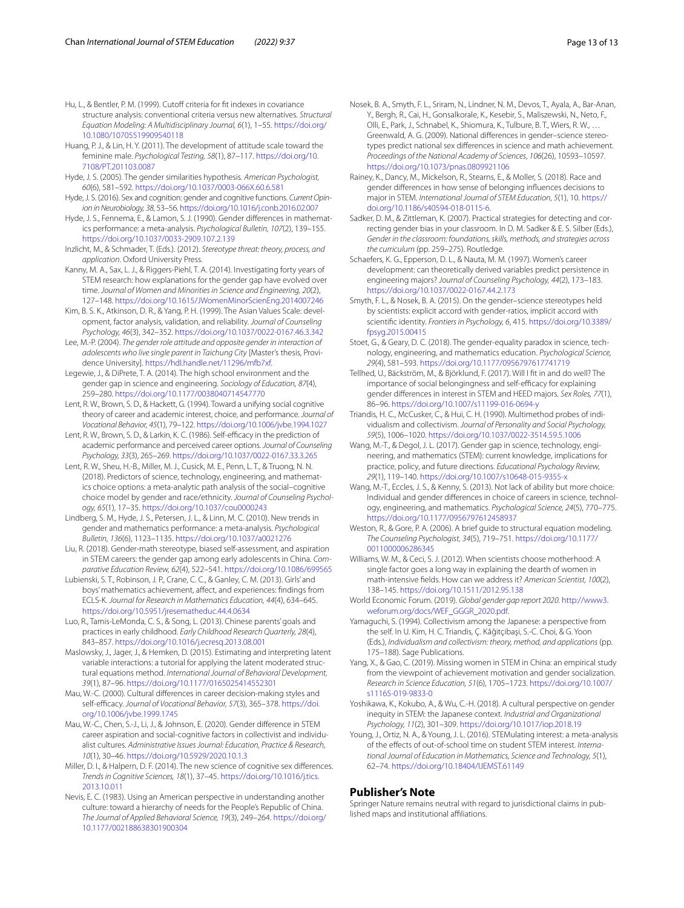Hu, L., & Bentler, P. M. (1999). Cutoff criteria for fit indexes in covariance structure analysis: conventional criteria versus new alternatives. *Structural Equation Modeling: A Multidisciplinary Journal, 6*(1), 1–55. https://doi.org/10.1080/10705519909540118

Huang, P. J., & Lin, H. Y. (2011). The development of attitude scale toward the feminine male. *Psychological Testing, 58*(1), 87–117. https://doi.org/10.7108/PT.201103.0087

Hyde, J. S. (2005). The gender similarities hypothesis. *American Psychologist, 60*(6), 581–592. https://doi.org/10.1037/0003-066X.60.6.581

Hyde, J. S. (2016). Sex and cognition: gender and cognitive functions. *Current Opinion in Neurobiology, 38*, 53–56. https://doi.org/10.1016/j.conb.2016.02.007

Hyde, J. S., Fennema, E., & Lamon, S. J. (1990). Gender differences in mathematics performance: a meta-analysis. *Psychological Bulletin, 107*(2), 139–155. https://doi.org/10.1037/0033-2909.107.2.139

Inzlicht, M., & Schmader, T. (Eds.). (2012). *Stereotype threat: theory, process, and application*. Oxford University Press.

Kanny, M. A., Sax, L. J., & Riggers-Piehl, T. A. (2014). Investigating forty years of STEM research: how explanations for the gender gap have evolved over time. *Journal of Women and Minorities in Science and Engineering, 20*(2), 127–148. https://doi.org/10.1615/JWomenMinorScienEng.2014007246

Kim, B. S. K., Atkinson, D. R., & Yang, P. H. (1999). The Asian Values Scale: development, factor analysis, validation, and reliability. *Journal of Counseling Psychology, 46*(3), 342–352. https://doi.org/10.1037/0022-0167.46.3.342

Lee, M.-P. (2004). *The gender role attitude and opposite gender in interaction of adolescents who live single parent in Taichung City* [Master's thesis, Providence University]. https://hdl.handle.net/11296/mfb7xf.

Legewie, J., & DiPrete, T. A. (2014). The high school environment and the gender gap in science and engineering. *Sociology of Education, 87*(4), 259–280. https://doi.org/10.1177/0038040714547770

Lent, R. W., Brown, S. D., & Hackett, G. (1994). Toward a unifying social cognitive theory of career and academic interest, choice, and performance. *Journal of Vocational Behavior, 45*(1), 79–122. https://doi.org/10.1006/jvbe.1994.1027

Lent, R. W., Brown, S. D., & Larkin, K. C. (1986). Self-efficacy in the prediction of academic performance and perceived career options. *Journal of Counseling Psychology, 33*(3), 265–269. https://doi.org/10.1037/0022-0167.33.3.265

Lent, R. W., Sheu, H.-B., Miller, M. J., Cusick, M. E., Penn, L. T., & Truong, N. N. (2018). Predictors of science, technology, engineering, and mathematics choice options: a meta-analytic path analysis of the social–cognitive choice model by gender and race/ethnicity. *Journal of Counseling Psychology, 65*(1), 17–35. https://doi.org/10.1037/cou0000243

Lindberg, S. M., Hyde, J. S., Petersen, J. L., & Linn, M. C. (2010). New trends in gender and mathematics performance: a meta-analysis. *Psychological Bulletin, 136*(6), 1123–1135. https://doi.org/10.1037/a0021276

Liu, R. (2018). Gender-math stereotype, biased self-assessment, and aspiration in STEM careers: the gender gap among early adolescents in China. *Comparative Education Review, 62*(4), 522–541. https://doi.org/10.1086/699565

Lubienski, S. T., Robinson, J. P., Crane, C. C., & Ganley, C. M. (2013). Girls' and boys' mathematics achievement, affect, and experiences: findings from ECLS-K. *Journal for Research in Mathematics Education, 44*(4), 634–645. https://doi.org/10.5951/jresematheduc.44.4.0634

Luo, R., Tamis-LeMonda, C. S., & Song, L. (2013). Chinese parents' goals and practices in early childhood. *Early Childhood Research Quarterly, 28*(4), 843–857. https://doi.org/10.1016/j.ecresq.2013.08.001

Maslowsky, J., Jager, J., & Hemken, D. (2015). Estimating and interpreting latent variable interactions: a tutorial for applying the latent moderated structural equations method. *International Journal of Behavioral Development, 39*(1), 87–96. https://doi.org/10.1177/0165025414552301

Mau, W.-C. (2000). Cultural differences in career decision-making styles and self-efficacy. *Journal of Vocational Behavior, 57*(3), 365–378. https://doi.org/10.1006/jvbe.1999.1745

Mau, W.-C., Chen, S.-J., Li, J., & Johnson, E. (2020). Gender difference in STEM career aspiration and social-cognitive factors in collectivist and individualist cultures. *Administrative Issues Journal: Education, Practice & Research, 10*(1), 30–46. https://doi.org/10.5929/2020.10.1.3

Miller, D. I., & Halpern, D. F. (2014). The new science of cognitive sex differences. *Trends in Cognitive Sciences, 18*(1), 37–45. https://doi.org/10.1016/j.tics.2013.10.011

Nevis, E. C. (1983). Using an American perspective in understanding another culture: toward a hierarchy of needs for the People's Republic of China. *The Journal of Applied Behavioral Science, 19*(3), 249–264. https://doi.org/10.1177/002188638301900304

Nosek, B. A., Smyth, F. L., Sriram, N., Lindner, N. M., Devos, T., Ayala, A., Bar-Anan, Y., Bergh, R., Cai, H., Gonsalkorale, K., Kesebir, S., Maliszewski, N., Neto, F., Olli, E., Park, J., Schnabel, K., Shiomura, K., Tulbure, B. T., Wiers, R. W., … Greenwald, A. G. (2009). National differences in gender–science stereotypes predict national sex differences in science and math achievement. *Proceedings of the National Academy of Sciences, 106*(26), 10593–10597. https://doi.org/10.1073/pnas.0809921106

Rainey, K., Dancy, M., Mickelson, R., Stearns, E., & Moller, S. (2018). Race and gender differences in how sense of belonging influences decisions to major in STEM. *International Journal of STEM Education, 5*(1), 10. https://doi.org/10.1186/s40594-018-0115-6.

Sadker, D. M., & Zittleman, K. (2007). Practical strategies for detecting and correcting gender bias in your classroom. In D. M. Sadker & E. S. Silber (Eds.), *Gender in the classroom: foundations, skills, methods, and strategies across the curriculum* (pp. 259–275). Routledge.

Schaefers, K. G., Epperson, D. L., & Nauta, M. M. (1997). Women's career development: can theoretically derived variables predict persistence in engineering majors? *Journal of Counseling Psychology, 44*(2), 173–183. https://doi.org/10.1037/0022-0167.44.2.173

Smyth, F. L., & Nosek, B. A. (2015). On the gender–science stereotypes held by scientists: explicit accord with gender-ratios, implicit accord with scientific identity. *Frontiers in Psychology, 6*, 415. https://doi.org/10.3389/fpsyg.2015.00415

Stoet, G., & Geary, D. C. (2018). The gender-equality paradox in science, technology, engineering, and mathematics education. *Psychological Science, 29*(4), 581–593. https://doi.org/10.1177/0956797617741719

Tellhed, U., Bäckström, M., & Björklund, F. (2017). Will I fit in and do well? The importance of social belongingness and self-efficacy for explaining gender differences in interest in STEM and HEED majors. *Sex Roles, 77*(1), 86–96. https://doi.org/10.1007/s11199-016-0694-y

Triandis, H. C., McCusker, C., & Hui, C. H. (1990). Multimethod probes of individualism and collectivism. *Journal of Personality and Social Psychology, 59*(5), 1006–1020. https://doi.org/10.1037/0022-3514.59.5.1006

Wang, M.-T., & Degol, J. L. (2017). Gender gap in science, technology, engineering, and mathematics (STEM): current knowledge, implications for practice, policy, and future directions. *Educational Psychology Review, 29*(1), 119–140. https://doi.org/10.1007/s10648-015-9355-x

Wang, M.-T., Eccles, J. S., & Kenny, S. (2013). Not lack of ability but more choice: Individual and gender differences in choice of careers in science, technology, engineering, and mathematics. *Psychological Science, 24*(5), 770–775. https://doi.org/10.1177/0956797612458937

Weston, R., & Gore, P. A. (2006). A brief guide to structural equation modeling. *The Counseling Psychologist, 34*(5), 719–751. https://doi.org/10.1177/0011000006286345

Williams, W. M., & Ceci, S. J. (2012). When scientists choose motherhood: A single factor goes a long way in explaining the dearth of women in math-intensive fields. How can we address it? *American Scientist, 100*(2), 138–145. https://doi.org/10.1511/2012.95.138

World Economic Forum. (2019). *Global gender gap report 2020*. http://www3.weforum.org/docs/WEF_GGGR_2020.pdf.

Yamaguchi, S. (1994). Collectivism among the Japanese: a perspective from the self. In U. Kim, H. C. Triandis, Ç. Kâğitçibaşi, S.-C. Choi, & G. Yoon (Eds.), *Individualism and collectivism: theory, method, and applications* (pp. 175–188). Sage Publications.

Yang, X., & Gao, C. (2019). Missing women in STEM in China: an empirical study from the viewpoint of achievement motivation and gender socialization. *Research in Science Education, 51*(6), 1705–1723. https://doi.org/10.1007/s11165-019-9833-0

Yoshikawa, K., Kokubo, A., & Wu, C.-H. (2018). A cultural perspective on gender inequity in STEM: the Japanese context. *Industrial and Organizational Psychology, 11*(2), 301–309. https://doi.org/10.1017/iop.2018.19

Young, J., Ortiz, N. A., & Young, J. L. (2016). STEMulating interest: a meta-analysis of the effects of out-of-school time on student STEM interest. *International Journal of Education in Mathematics, Science and Technology, 5*(1), 62–74. https://doi.org/10.18404/IJEMST.61149

## Publisher's Note

Springer Nature remains neutral with regard to jurisdictional claims in published maps and institutional affiliations.